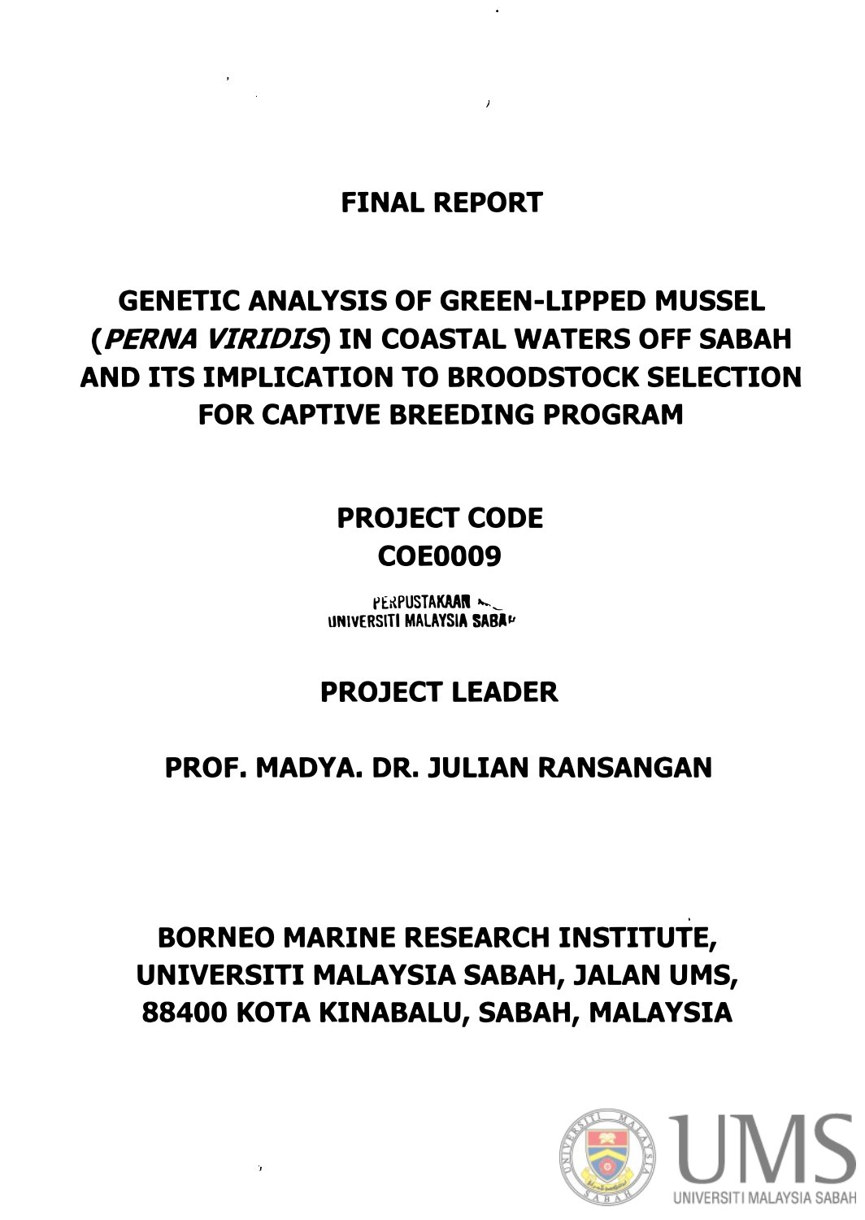# FINAL REPORT

# GENETIC ANALYSIS OF GREEN-LIPPED MUSSEL (*PERNA VIRIDIS*) IN COASTAL WATERS OFF SABAH AND ITS IMPLICATION TO BROODSTOCK SELECTION FOR CAPTIVE BREEDING PROGRAM

## PROJECT CODE
## COE0009

PERPUSTAKAAN
UNIVERSITI MALAYSIA SABAH

## PROJECT LEADER

## PROF. MADYA. DR. JULIAN RANSANGAN

## BORNEO MARINE RESEARCH INSTITUTE, UNIVERSITI MALAYSIA SABAH, JALAN UMS, 88400 KOTA KINABALU, SABAH, MALAYSIA

UMS
UNIVERSITI MALAYSIA SABAH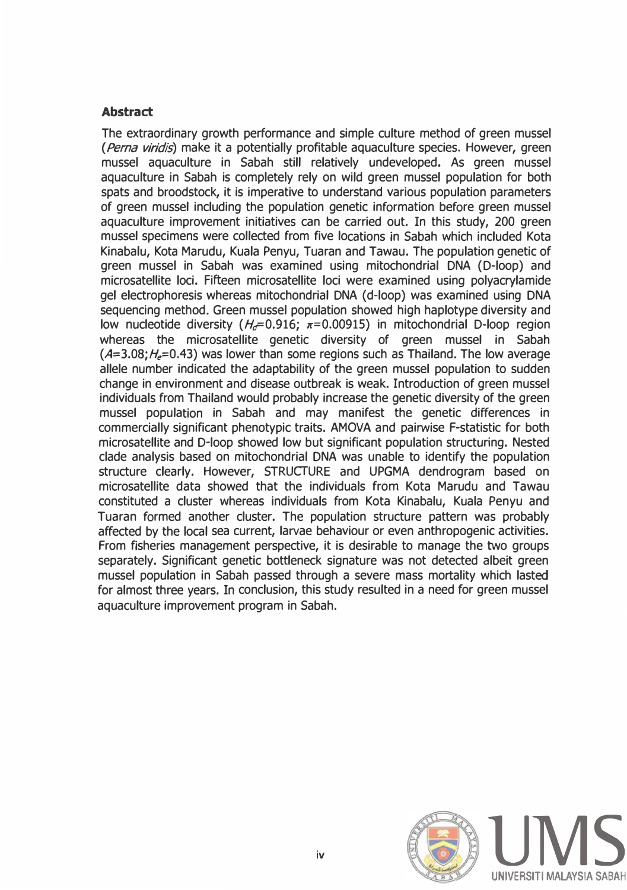## Abstract

The extraordinary growth performance and simple culture method of green mussel (*Perna viridis*) make it a potentially profitable aquaculture species. However, green mussel aquaculture in Sabah still relatively undeveloped. As green mussel aquaculture in Sabah is completely rely on wild green mussel population for both spats and broodstock, it is imperative to understand various population parameters of green mussel including the population genetic information before green mussel aquaculture improvement initiatives can be carried out. In this study, 200 green mussel specimens were collected from five locations in Sabah which included Kota Kinabalu, Kota Marudu, Kuala Penyu, Tuaran and Tawau. The population genetic of green mussel in Sabah was examined using mitochondrial DNA (D-loop) and microsatellite loci. Fifteen microsatellite loci were examined using polyacrylamide gel electrophoresis whereas mitochondrial DNA (d-loop) was examined using DNA sequencing method. Green mussel population showed high haplotype diversity and low nucleotide diversity ($H_d$=0.916; $\pi$=0.00915) in mitochondrial D-loop region whereas the microsatellite genetic diversity of green mussel in Sabah ($A$=3.08; $H_e$=0.43) was lower than some regions such as Thailand. The low average allele number indicated the adaptability of the green mussel population to sudden change in environment and disease outbreak is weak. Introduction of green mussel individuals from Thailand would probably increase the genetic diversity of the green mussel population in Sabah and may manifest the genetic differences in commercially significant phenotypic traits. AMOVA and pairwise F-statistic for both microsatellite and D-loop showed low but significant population structuring. Nested clade analysis based on mitochondrial DNA was unable to identify the population structure clearly. However, STRUCTURE and UPGMA dendrogram based on microsatellite data showed that the individuals from Kota Marudu and Tawau constituted a cluster whereas individuals from Kota Kinabalu, Kuala Penyu and Tuaran formed another cluster. The population structure pattern was probably affected by the local sea current, larvae behaviour or even anthropogenic activities. From fisheries management perspective, it is desirable to manage the two groups separately. Significant genetic bottleneck signature was not detected albeit green mussel population in Sabah passed through a severe mass mortality which lasted for almost three years. In conclusion, this study resulted in a need for green mussel aquaculture improvement program in Sabah.